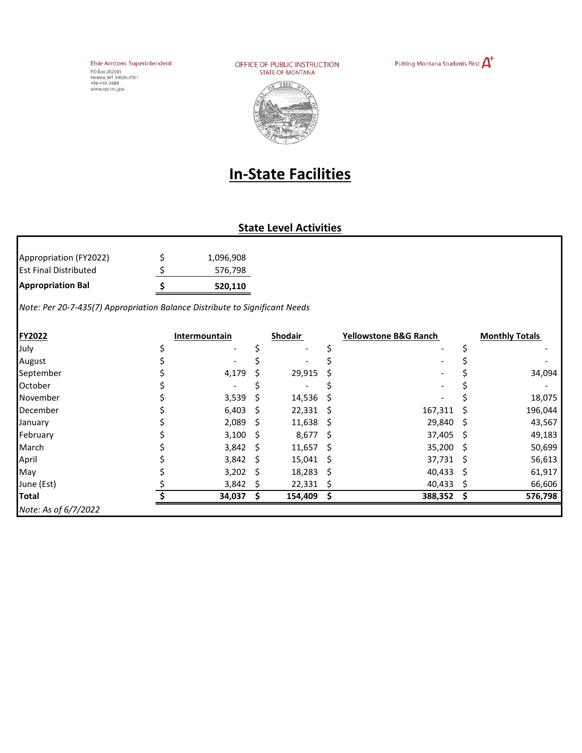Elsie Arntzen, Superintendent
PO Box 202501
Helena, MT 59620-2501
406-444-3680
www.opi.mt.gov

OFFICE OF PUBLIC INSTRUCTION
STATE OF MONTANA

Putting Montana Students First A+

# In-State Facilities

## State Level Activities

| | | |
|---|---|---|
| Appropriation (FY2022) | $ | 1,096,908 |
| Est Final Distributed | $ | 576,798 |
| **Appropriation Bal** | **$** | **520,110** |

*Note: Per 20-7-435(7) Appropriation Balance Distribute to Significant Needs*

| FY2022 | Intermountain | Shodair | Yellowstone B&G Ranch | Monthly Totals |
|---|---|---|---|---|
| July | $ - | $ - | $ - | $ - |
| August | $ - | $ - | $ - | $ - |
| September | $ 4,179 | $ 29,915 | $ - | $ 34,094 |
| October | $ - | $ - | $ - | $ - |
| November | $ 3,539 | $ 14,536 | $ - | $ 18,075 |
| December | $ 6,403 | $ 22,331 | $ 167,311 | $ 196,044 |
| January | $ 2,089 | $ 11,638 | $ 29,840 | $ 43,567 |
| February | $ 3,100 | $ 8,677 | $ 37,405 | $ 49,183 |
| March | $ 3,842 | $ 11,657 | $ 35,200 | $ 50,699 |
| April | $ 3,842 | $ 15,041 | $ 37,731 | $ 56,613 |
| May | $ 3,202 | $ 18,283 | $ 40,433 | $ 61,917 |
| June (Est) | $ 3,842 | $ 22,331 | $ 40,433 | $ 66,606 |
| **Total** | **$ 34,037** | **$ 154,409** | **$ 388,352** | **$ 576,798** |

*Note: As of 6/7/2022*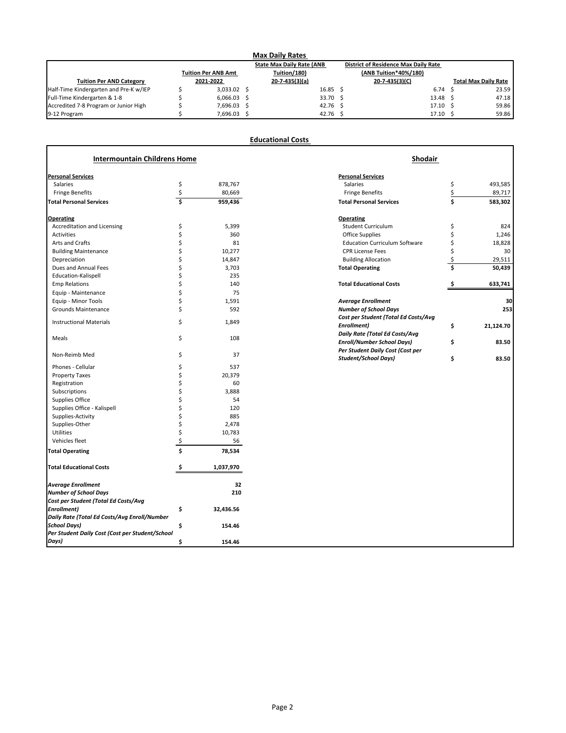## Max Daily Rates

| Tuition Per AND Category | Tuition Per ANB Amt 2021-2022 | State Max Daily Rate (ANB Tuition/180) 20-7-435(3)(a) | District of Residence Max Daily Rate (ANB Tuition*40%/180) 20-7-435(3)(C) | Total Max Daily Rate |
|---|---|---|---|---|
| Half-Time Kindergarten and Pre-K w/IEP | $ 3,033.02 | $ 16.85 | $ 6.74 | $ 23.59 |
| Full-Time Kindergarten & 1-8 | $ 6,066.03 | $ 33.70 | $ 13.48 | $ 47.18 |
| Accredited 7-8 Program or Junior High | $ 7,696.03 | $ 42.76 | $ 17.10 | $ 59.86 |
| 9-12 Program | $ 7,696.03 | $ 42.76 | $ 17.10 | $ 59.86 |

## Educational Costs

### Intermountain Childrens Home

| | |
|---|---|
| **Personal Services** | |
| Salaries | $ 878,767 |
| Fringe Benefits | $ 80,669 |
| **Total Personal Services** | **$ 959,436** |
| **Operating** | |
| Accreditation and Licensing | $ 5,399 |
| Activities | $ 360 |
| Arts and Crafts | $ 81 |
| Building Maintenance | $ 10,277 |
| Depreciation | $ 14,847 |
| Dues and Annual Fees | $ 3,703 |
| Education-Kalispell | $ 235 |
| Emp Relations | $ 140 |
| Equip - Maintenance | $ 75 |
| Equip - Minor Tools | $ 1,591 |
| Grounds Maintenance | $ 592 |
| Instructional Materials | $ 1,849 |
| Meals | $ 108 |
| Non-Reimb Med | $ 37 |
| Phones - Cellular | $ 537 |
| Property Taxes | $ 20,379 |
| Registration | $ 60 |
| Subscriptions | $ 3,888 |
| Supplies Office | $ 54 |
| Supplies Office - Kalispell | $ 120 |
| Supplies-Activity | $ 885 |
| Supplies-Other | $ 2,478 |
| Utilities | $ 10,783 |
| Vehicles fleet | $ 56 |
| **Total Operating** | **$ 78,534** |
| **Total Educational Costs** | **$ 1,037,970** |
| ***Average Enrollment*** | **32** |
| ***Number of School Days*** | **210** |
| ***Cost per Student (Total Ed Costs/Avg Enrollment)*** | **$ 32,436.56** |
| ***Daily Rate (Total Ed Costs/Avg Enroll/Number School Days)*** | **$ 154.46** |
| ***Per Student Daily Cost (Cost per Student/School Days)*** | **$ 154.46** |

### Shodair

| | |
|---|---|
| **Personal Services** | |
| Salaries | $ 493,585 |
| Fringe Benefits | $ 89,717 |
| **Total Personal Services** | **$ 583,302** |
| **Operating** | |
| Student Curriculum | $ 824 |
| Office Supplies | $ 1,246 |
| Education Curriculum Software | $ 18,828 |
| CPR License Fees | $ 30 |
| Building Allocation | $ 29,511 |
| **Total Operating** | **$ 50,439** |
| **Total Educational Costs** | **$ 633,741** |
| ***Average Enrollment*** | **30** |
| ***Number of School Days*** | **253** |
| ***Cost per Student (Total Ed Costs/Avg Enrollment)*** | **$ 21,124.70** |
| ***Daily Rate (Total Ed Costs/Avg Enroll/Number School Days)*** | **$ 83.50** |
| ***Per Student Daily Cost (Cost per Student/School Days)*** | **$ 83.50** |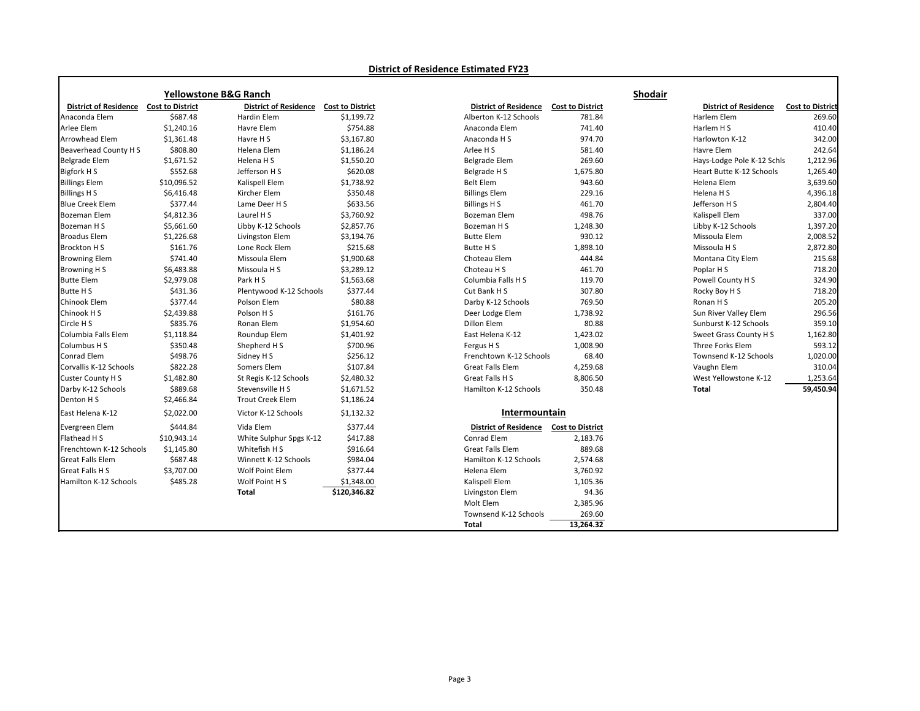## District of Residence Estimated FY23

### Yellowstone B&G Ranch

| District of Residence | Cost to District | District of Residence | Cost to District |
|---|---|---|---|
| Anaconda Elem | $687.48 | Hardin Elem | $1,199.72 |
| Arlee Elem | $1,240.16 | Havre Elem | $754.88 |
| Arrowhead Elem | $1,361.48 | Havre H S | $3,167.80 |
| Beaverhead County H S | $808.80 | Helena Elem | $1,186.24 |
| Belgrade Elem | $1,671.52 | Helena H S | $1,550.20 |
| Bigfork H S | $552.68 | Jefferson H S | $620.08 |
| Billings Elem | $10,096.52 | Kalispell Elem | $1,738.92 |
| Billings H S | $6,416.48 | Kircher Elem | $350.48 |
| Blue Creek Elem | $377.44 | Lame Deer H S | $633.56 |
| Bozeman Elem | $4,812.36 | Laurel H S | $3,760.92 |
| Bozeman H S | $5,661.60 | Libby K-12 Schools | $2,857.76 |
| Broadus Elem | $1,226.68 | Livingston Elem | $3,194.76 |
| Brockton H S | $161.76 | Lone Rock Elem | $215.68 |
| Browning Elem | $741.40 | Missoula Elem | $1,900.68 |
| Browning H S | $6,483.88 | Missoula H S | $3,289.12 |
| Butte Elem | $2,979.08 | Park H S | $1,563.68 |
| Butte H S | $431.36 | Plentywood K-12 Schools | $377.44 |
| Chinook Elem | $377.44 | Polson Elem | $80.88 |
| Chinook H S | $2,439.88 | Polson H S | $161.76 |
| Circle H S | $835.76 | Ronan Elem | $1,954.60 |
| Columbia Falls Elem | $1,118.84 | Roundup Elem | $1,401.92 |
| Columbus H S | $350.48 | Shepherd H S | $700.96 |
| Conrad Elem | $498.76 | Sidney H S | $256.12 |
| Corvallis K-12 Schools | $822.28 | Somers Elem | $107.84 |
| Custer County H S | $1,482.80 | St Regis K-12 Schools | $2,480.32 |
| Darby K-12 Schools | $889.68 | Stevensville H S | $1,671.52 |
| Denton H S | $2,466.84 | Trout Creek Elem | $1,186.24 |
| East Helena K-12 | $2,022.00 | Victor K-12 Schools | $1,132.32 |
| Evergreen Elem | $444.84 | Vida Elem | $377.44 |
| Flathead H S | $10,943.14 | White Sulphur Spgs K-12 | $417.88 |
| Frenchtown K-12 Schools | $1,145.80 | Whitefish H S | $916.64 |
| Great Falls Elem | $687.48 | Winnett K-12 Schools | $984.04 |
| Great Falls H S | $3,707.00 | Wolf Point Elem | $377.44 |
| Hamilton K-12 Schools | $485.28 | Wolf Point H S | $1,348.00 |
| | | **Total** | **$120,346.82** |

### Shodair

| District of Residence | Cost to District | District of Residence | Cost to District |
|---|---|---|---|
| Alberton K-12 Schools | 781.84 | Harlem Elem | 269.60 |
| Anaconda Elem | 741.40 | Harlem H S | 410.40 |
| Anaconda H S | 974.70 | Harlowton K-12 | 342.00 |
| Arlee H S | 581.40 | Havre Elem | 242.64 |
| Belgrade Elem | 269.60 | Hays-Lodge Pole K-12 Schls | 1,212.96 |
| Belgrade H S | 1,675.80 | Heart Butte K-12 Schools | 1,265.40 |
| Belt Elem | 943.60 | Helena Elem | 3,639.60 |
| Billings Elem | 229.16 | Helena H S | 4,396.18 |
| Billings H S | 461.70 | Jefferson H S | 2,804.40 |
| Bozeman Elem | 498.76 | Kalispell Elem | 337.00 |
| Bozeman H S | 1,248.30 | Libby K-12 Schools | 1,397.20 |
| Butte Elem | 930.12 | Missoula Elem | 2,008.52 |
| Butte H S | 1,898.10 | Missoula H S | 2,872.80 |
| Choteau Elem | 444.84 | Montana City Elem | 215.68 |
| Choteau H S | 461.70 | Poplar H S | 718.20 |
| Columbia Falls H S | 119.70 | Powell County H S | 324.90 |
| Cut Bank H S | 307.80 | Rocky Boy H S | 718.20 |
| Darby K-12 Schools | 769.50 | Ronan H S | 205.20 |
| Deer Lodge Elem | 1,738.92 | Sun River Valley Elem | 296.56 |
| Dillon Elem | 80.88 | Sunburst K-12 Schools | 359.10 |
| East Helena K-12 | 1,423.02 | Sweet Grass County H S | 1,162.80 |
| Fergus H S | 1,008.90 | Three Forks Elem | 593.12 |
| Frenchtown K-12 Schools | 68.40 | Townsend K-12 Schools | 1,020.00 |
| Great Falls Elem | 4,259.68 | Vaughn Elem | 310.04 |
| Great Falls H S | 8,806.50 | West Yellowstone K-12 | 1,253.64 |
| Hamilton K-12 Schools | 350.48 | **Total** | **59,450.94** |

### Intermountain

| District of Residence | Cost to District |
|---|---|
| Conrad Elem | 2,183.76 |
| Great Falls Elem | 889.68 |
| Hamilton K-12 Schools | 2,574.68 |
| Helena Elem | 3,760.92 |
| Kalispell Elem | 1,105.36 |
| Livingston Elem | 94.36 |
| Molt Elem | 2,385.96 |
| Townsend K-12 Schools | 269.60 |
| **Total** | **13,264.32** |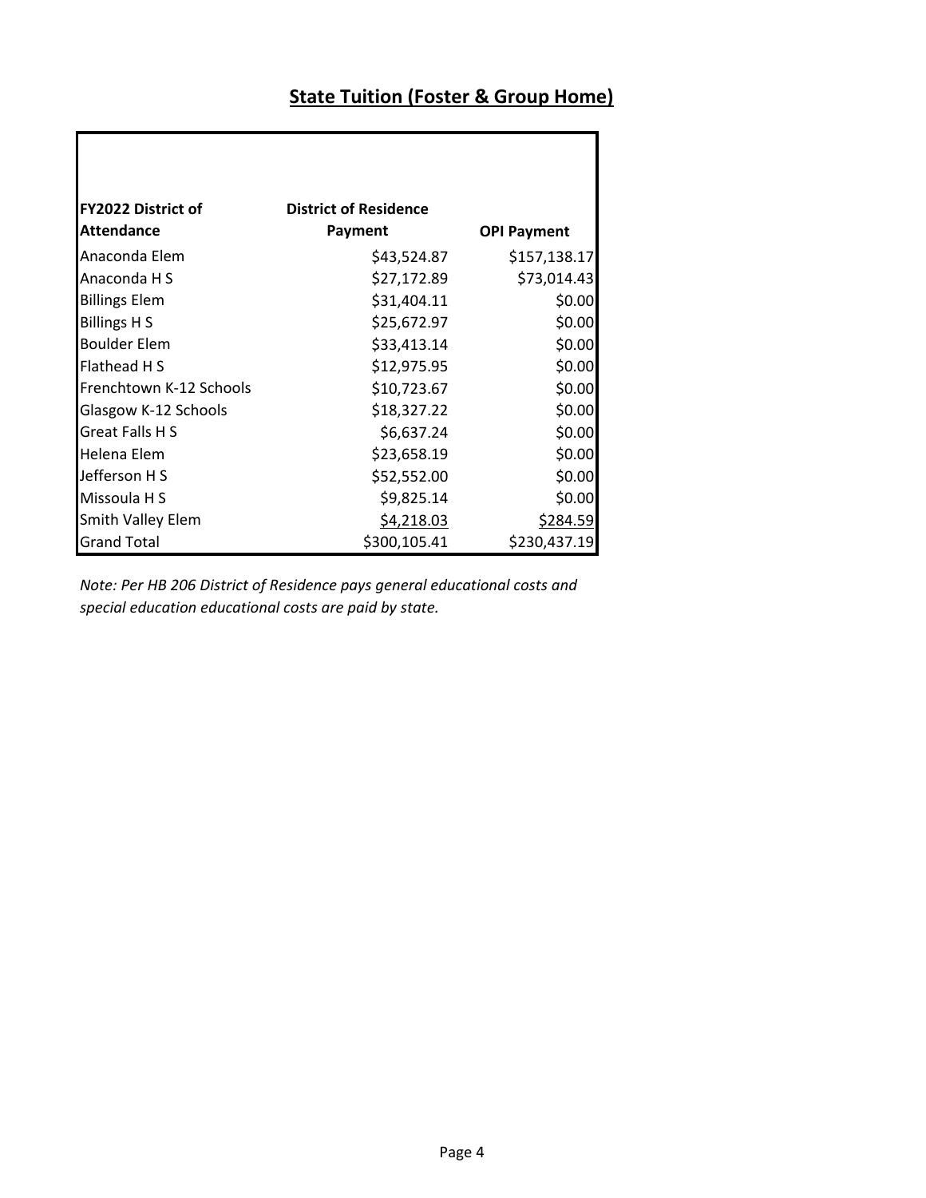## State Tuition (Foster & Group Home)

| FY2022 District of Attendance | District of Residence Payment | OPI Payment |
|---|---|---|
| Anaconda Elem | $43,524.87 | $157,138.17 |
| Anaconda H S | $27,172.89 | $73,014.43 |
| Billings Elem | $31,404.11 | $0.00 |
| Billings H S | $25,672.97 | $0.00 |
| Boulder Elem | $33,413.14 | $0.00 |
| Flathead H S | $12,975.95 | $0.00 |
| Frenchtown K-12 Schools | $10,723.67 | $0.00 |
| Glasgow K-12 Schools | $18,327.22 | $0.00 |
| Great Falls H S | $6,637.24 | $0.00 |
| Helena Elem | $23,658.19 | $0.00 |
| Jefferson H S | $52,552.00 | $0.00 |
| Missoula H S | $9,825.14 | $0.00 |
| Smith Valley Elem | $4,218.03 | $284.59 |
| Grand Total | $300,105.41 | $230,437.19 |

*Note: Per HB 206 District of Residence pays general educational costs and special education educational costs are paid by state.*